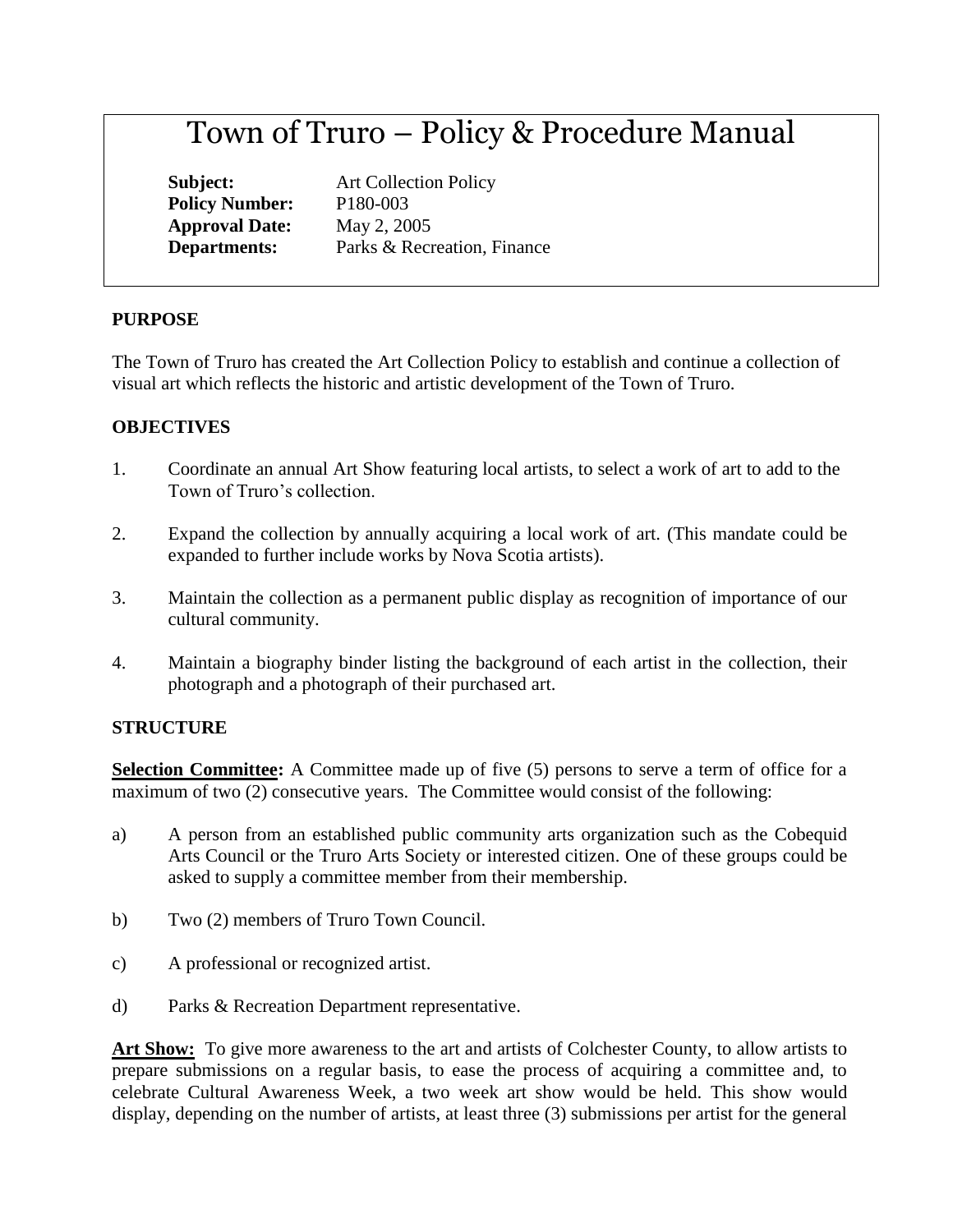# Town of Truro – Policy & Procedure Manual

**Subject:** Art Collection Policy
**Policy Number:** P180-003
**Approval Date:** May 2, 2005
**Departments:** Parks & Recreation, Finance

## PURPOSE

The Town of Truro has created the Art Collection Policy to establish and continue a collection of visual art which reflects the historic and artistic development of the Town of Truro.

## OBJECTIVES

1. Coordinate an annual Art Show featuring local artists, to select a work of art to add to the Town of Truro's collection.
2. Expand the collection by annually acquiring a local work of art. (This mandate could be expanded to further include works by Nova Scotia artists).
3. Maintain the collection as a permanent public display as recognition of importance of our cultural community.
4. Maintain a biography binder listing the background of each artist in the collection, their photograph and a photograph of their purchased art.

## STRUCTURE

**Selection Committee:** A Committee made up of five (5) persons to serve a term of office for a maximum of two (2) consecutive years. The Committee would consist of the following:

a) A person from an established public community arts organization such as the Cobequid Arts Council or the Truro Arts Society or interested citizen. One of these groups could be asked to supply a committee member from their membership.

b) Two (2) members of Truro Town Council.

c) A professional or recognized artist.

d) Parks & Recreation Department representative.

**Art Show:** To give more awareness to the art and artists of Colchester County, to allow artists to prepare submissions on a regular basis, to ease the process of acquiring a committee and, to celebrate Cultural Awareness Week, a two week art show would be held. This show would display, depending on the number of artists, at least three (3) submissions per artist for the general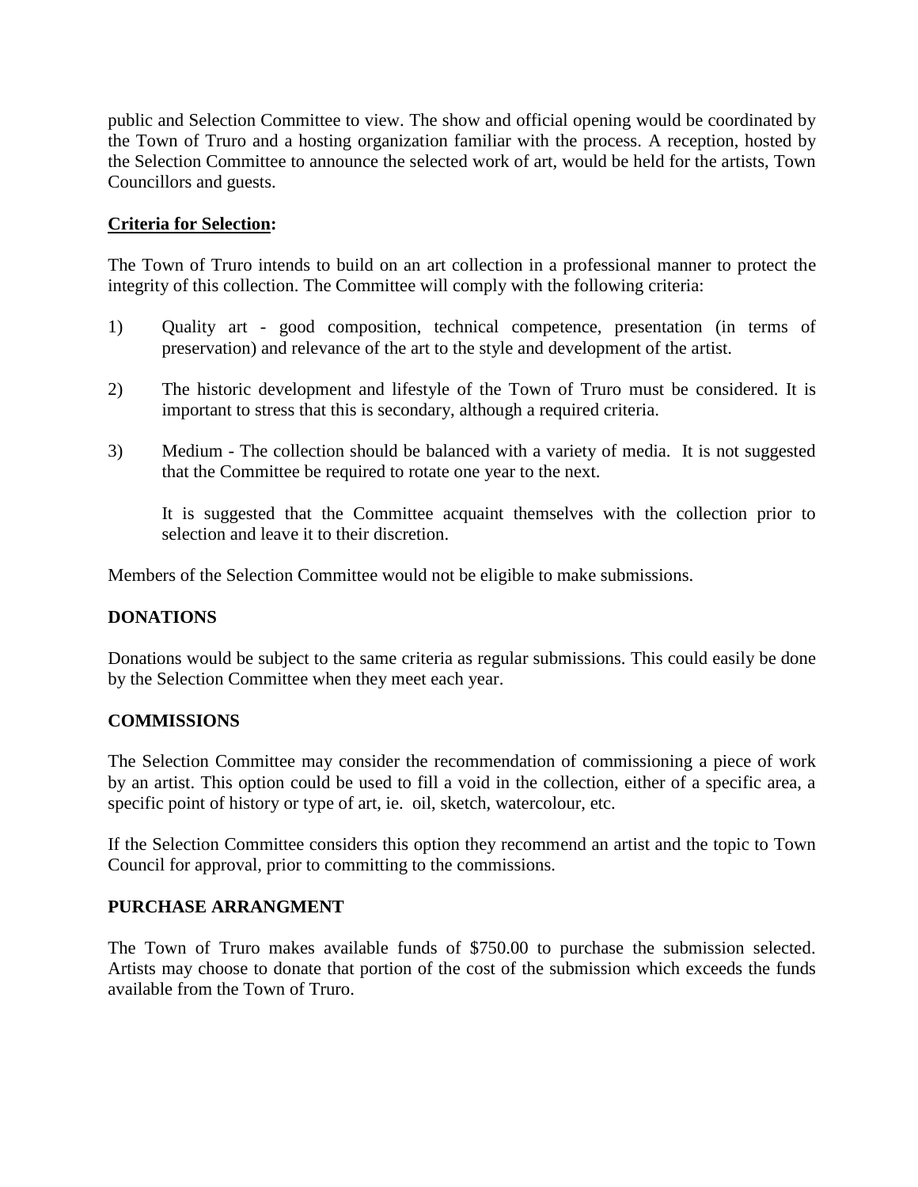public and Selection Committee to view. The show and official opening would be coordinated by the Town of Truro and a hosting organization familiar with the process. A reception, hosted by the Selection Committee to announce the selected work of art, would be held for the artists, Town Councillors and guests.

**Criteria for Selection:**

The Town of Truro intends to build on an art collection in a professional manner to protect the integrity of this collection. The Committee will comply with the following criteria:

1) Quality art - good composition, technical competence, presentation (in terms of preservation) and relevance of the art to the style and development of the artist.

2) The historic development and lifestyle of the Town of Truro must be considered. It is important to stress that this is secondary, although a required criteria.

3) Medium - The collection should be balanced with a variety of media. It is not suggested that the Committee be required to rotate one year to the next.

   It is suggested that the Committee acquaint themselves with the collection prior to selection and leave it to their discretion.

Members of the Selection Committee would not be eligible to make submissions.

**DONATIONS**

Donations would be subject to the same criteria as regular submissions. This could easily be done by the Selection Committee when they meet each year.

**COMMISSIONS**

The Selection Committee may consider the recommendation of commissioning a piece of work by an artist. This option could be used to fill a void in the collection, either of a specific area, a specific point of history or type of art, ie. oil, sketch, watercolour, etc.

If the Selection Committee considers this option they recommend an artist and the topic to Town Council for approval, prior to committing to the commissions.

**PURCHASE ARRANGMENT**

The Town of Truro makes available funds of $750.00 to purchase the submission selected. Artists may choose to donate that portion of the cost of the submission which exceeds the funds available from the Town of Truro.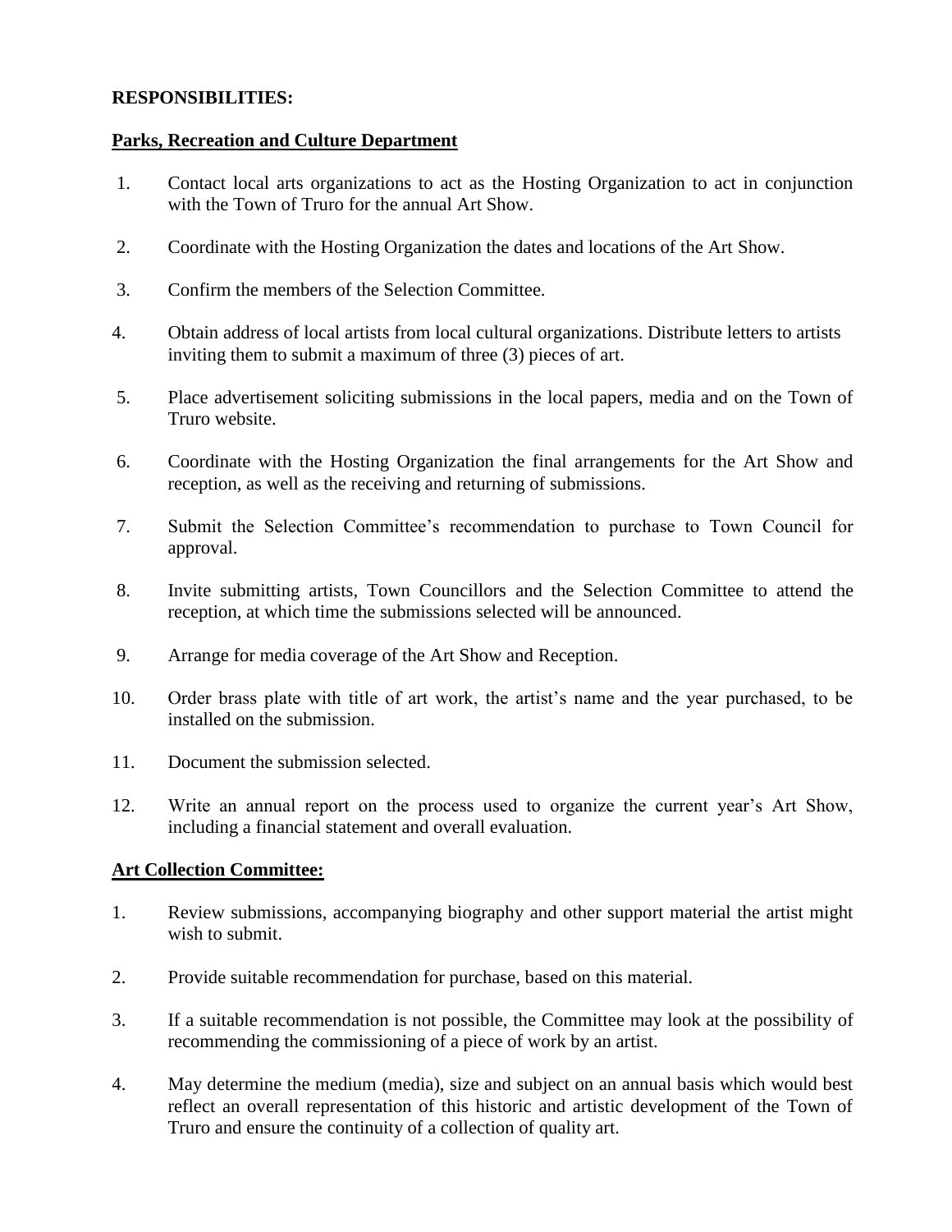**RESPONSIBILITIES:**

**Parks, Recreation and Culture Department**

1. Contact local arts organizations to act as the Hosting Organization to act in conjunction with the Town of Truro for the annual Art Show.
2. Coordinate with the Hosting Organization the dates and locations of the Art Show.
3. Confirm the members of the Selection Committee.
4. Obtain address of local artists from local cultural organizations. Distribute letters to artists inviting them to submit a maximum of three (3) pieces of art.
5. Place advertisement soliciting submissions in the local papers, media and on the Town of Truro website.
6. Coordinate with the Hosting Organization the final arrangements for the Art Show and reception, as well as the receiving and returning of submissions.
7. Submit the Selection Committee's recommendation to purchase to Town Council for approval.
8. Invite submitting artists, Town Councillors and the Selection Committee to attend the reception, at which time the submissions selected will be announced.
9. Arrange for media coverage of the Art Show and Reception.
10. Order brass plate with title of art work, the artist's name and the year purchased, to be installed on the submission.
11. Document the submission selected.
12. Write an annual report on the process used to organize the current year's Art Show, including a financial statement and overall evaluation.

**Art Collection Committee:**

1. Review submissions, accompanying biography and other support material the artist might wish to submit.
2. Provide suitable recommendation for purchase, based on this material.
3. If a suitable recommendation is not possible, the Committee may look at the possibility of recommending the commissioning of a piece of work by an artist.
4. May determine the medium (media), size and subject on an annual basis which would best reflect an overall representation of this historic and artistic development of the Town of Truro and ensure the continuity of a collection of quality art.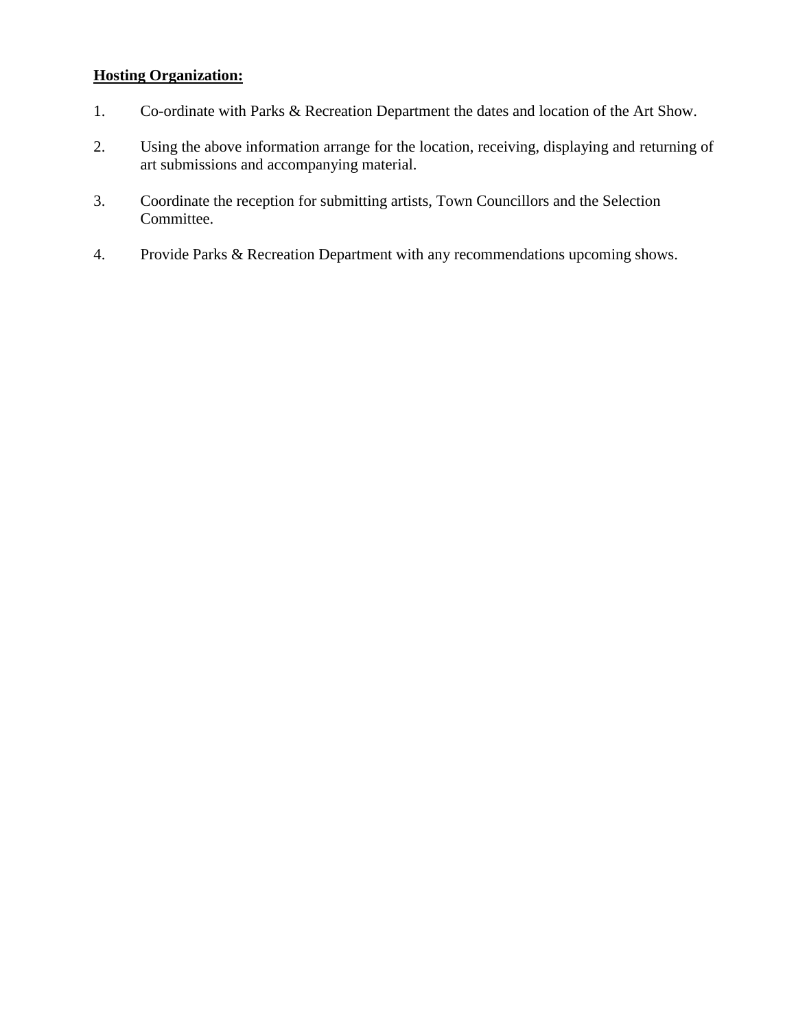**Hosting Organization:**

1. Co-ordinate with Parks & Recreation Department the dates and location of the Art Show.

2. Using the above information arrange for the location, receiving, displaying and returning of art submissions and accompanying material.

3. Coordinate the reception for submitting artists, Town Councillors and the Selection Committee.

4. Provide Parks & Recreation Department with any recommendations upcoming shows.